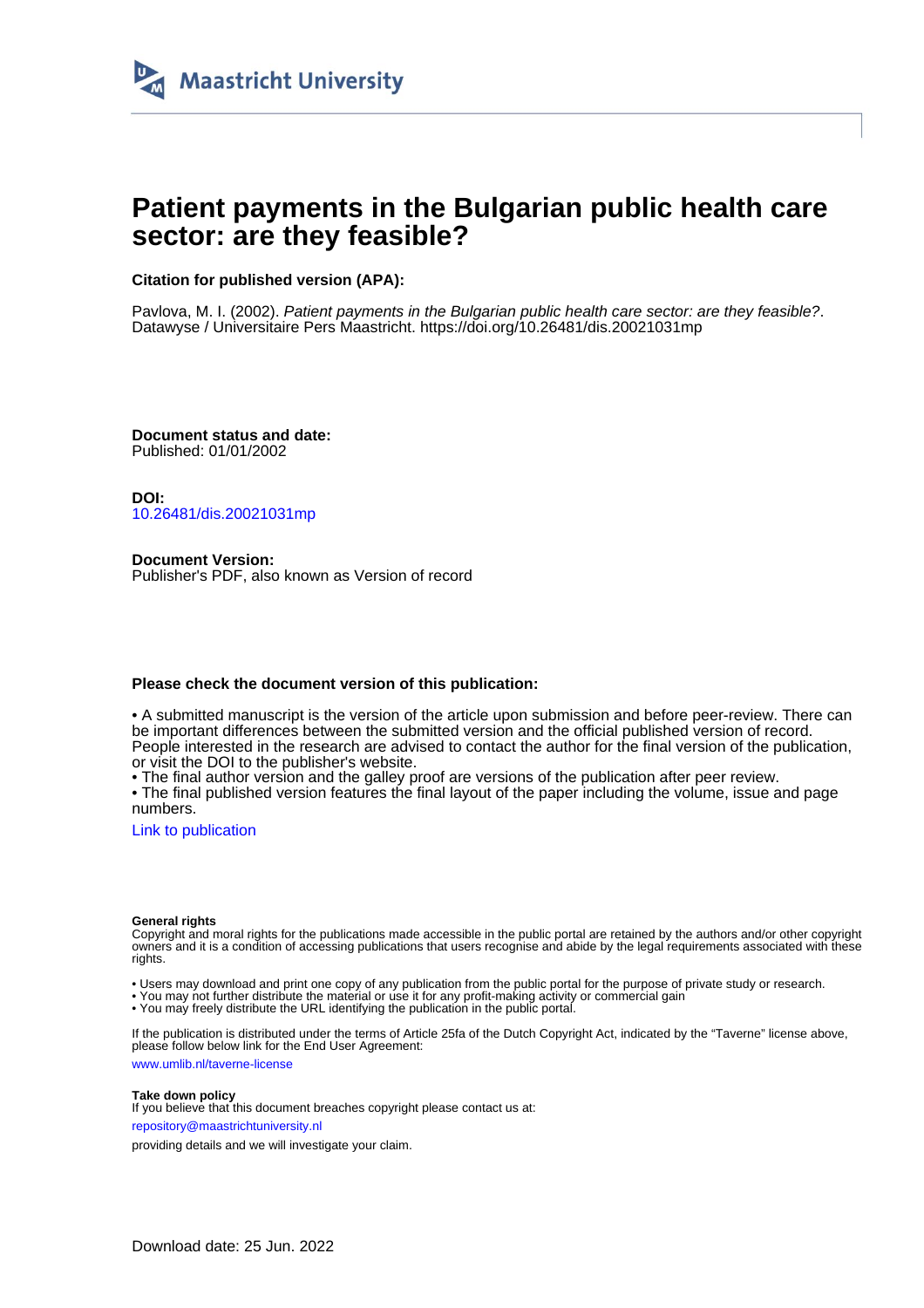Maastricht University

# Patient payments in the Bulgarian public health care sector: are they feasible?

**Citation for published version (APA):**

Pavlova, M. I. (2002). *Patient payments in the Bulgarian public health care sector: are they feasible?*. Datawyse / Universitaire Pers Maastricht. https://doi.org/10.26481/dis.20021031mp

**Document status and date:**
Published: 01/01/2002

**DOI:**
10.26481/dis.20021031mp

**Document Version:**
Publisher's PDF, also known as Version of record

**Please check the document version of this publication:**

• A submitted manuscript is the version of the article upon submission and before peer-review. There can be important differences between the submitted version and the official published version of record. People interested in the research are advised to contact the author for the final version of the publication, or visit the DOI to the publisher's website.
• The final author version and the galley proof are versions of the publication after peer review.
• The final published version features the final layout of the paper including the volume, issue and page numbers.

Link to publication

**General rights**
Copyright and moral rights for the publications made accessible in the public portal are retained by the authors and/or other copyright owners and it is a condition of accessing publications that users recognise and abide by the legal requirements associated with these rights.

• Users may download and print one copy of any publication from the public portal for the purpose of private study or research.
• You may not further distribute the material or use it for any profit-making activity or commercial gain
• You may freely distribute the URL identifying the publication in the public portal.

If the publication is distributed under the terms of Article 25fa of the Dutch Copyright Act, indicated by the "Taverne" license above, please follow below link for the End User Agreement:

www.umlib.nl/taverne-license

**Take down policy**
If you believe that this document breaches copyright please contact us at:

repository@maastrichtuniversity.nl

providing details and we will investigate your claim.

Download date: 25 Jun. 2022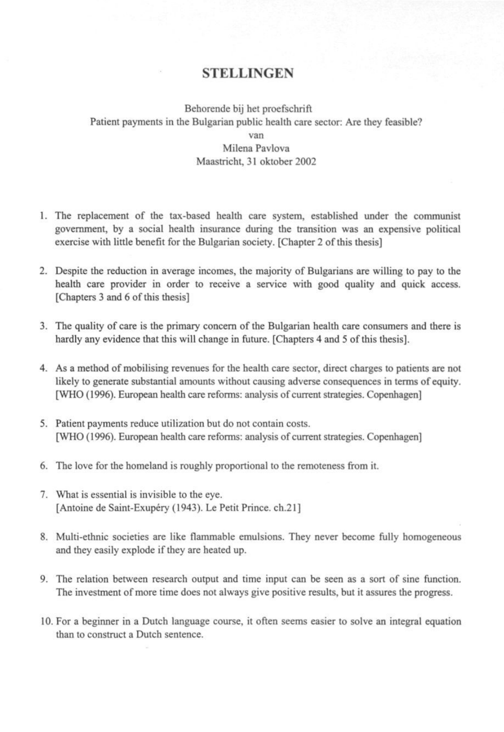# STELLINGEN

Behorende bij het proefschrift
Patient payments in the Bulgarian public health care sector: Are they feasible?
van
Milena Pavlova
Maastricht, 31 oktober 2002

1. The replacement of the tax-based health care system, established under the communist government, by a social health insurance during the transition was an expensive political exercise with little benefit for the Bulgarian society. [Chapter 2 of this thesis]

2. Despite the reduction in average incomes, the majority of Bulgarians are willing to pay to the health care provider in order to receive a service with good quality and quick access. [Chapters 3 and 6 of this thesis]

3. The quality of care is the primary concern of the Bulgarian health care consumers and there is hardly any evidence that this will change in future. [Chapters 4 and 5 of this thesis].

4. As a method of mobilising revenues for the health care sector, direct charges to patients are not likely to generate substantial amounts without causing adverse consequences in terms of equity. [WHO (1996). European health care reforms: analysis of current strategies. Copenhagen]

5. Patient payments reduce utilization but do not contain costs.
[WHO (1996). European health care reforms: analysis of current strategies. Copenhagen]

6. The love for the homeland is roughly proportional to the remoteness from it.

7. What is essential is invisible to the eye.
[Antoine de Saint-Exupéry (1943). Le Petit Prince. ch.21]

8. Multi-ethnic societies are like flammable emulsions. They never become fully homogeneous and they easily explode if they are heated up.

9. The relation between research output and time input can be seen as a sort of sine function. The investment of more time does not always give positive results, but it assures the progress.

10. For a beginner in a Dutch language course, it often seems easier to solve an integral equation than to construct a Dutch sentence.